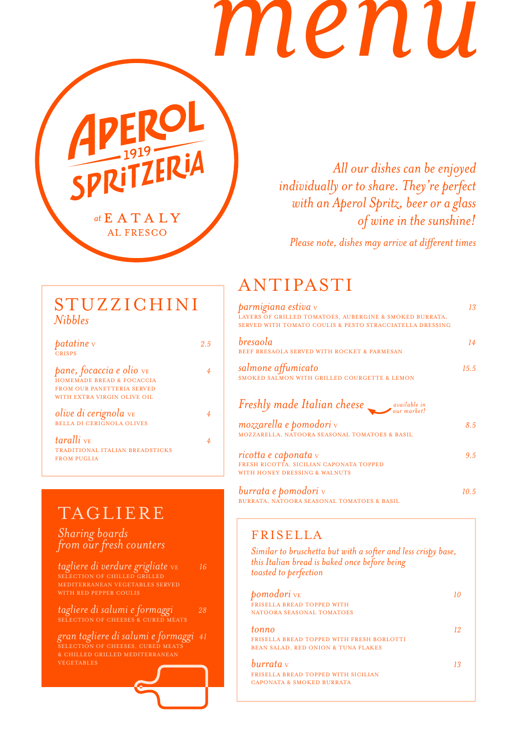# menu

APEROL 1919 SPRITZERIA at EATALY AL FRESCO

*All our dishes can be enjoyed individually or to share. They're perfect with an Aperol Spritz, beer or a glass of wine in the sunshine!*

*Please note, dishes may arrive at different times*

## STUZZICHINI
*Nibbles*

*patatine* V — 2.5
CRISPS

*pane, focaccia e olio* VE — 4
HOMEMADE BREAD & FOCACCIA FROM OUR PANETTERIA SERVED WITH EXTRA VIRGIN OLIVE OIL

*olive di cerignola* VE — 4
BELLA DI CERIGNOLA OLIVES

*taralli* VE — 4
TRADITIONAL ITALIAN BREADSTICKS FROM PUGLIA

## TAGLIERE
*Sharing boards from our fresh counters*

*tagliere di verdure grigliate* VE — 16
SELECTION OF CHILLED GRILLED MEDITERRANEAN VEGETABLES SERVED WITH RED PEPPER COULIS

*tagliere di salumi e formaggi* — 28
SELECTION OF CHEESES & CURED MEATS

*gran tagliere di salumi e formaggi* — 41
SELECTION OF CHEESES, CURED MEATS & CHILLED GRILLED MEDITERRANEAN VEGETABLES

## ANTIPASTI

*parmigiana estiva* V — 13
LAYERS OF GRILLED TOMATOES, AUBERGINE & SMOKED BURRATA, SERVED WITH TOMATO COULIS & PESTO STRACCIATELLA DRESSING

*bresaola* — 14
BEEF BRESAOLA SERVED WITH ROCKET & PARMESAN

*salmone affumicato* — 15.5
SMOKED SALMON WITH GRILLED COURGETTE & LEMON

### *Freshly made Italian cheese*
*available in our market!*

*mozzarella e pomodori* V — 8.5
MOZZARELLA, NATOORA SEASONAL TOMATOES & BASIL

*ricotta e caponata* V — 9.5
FRESH RICOTTA, SICILIAN CAPONATA TOPPED WITH HONEY DRESSING & WALNUTS

*burrata e pomodori* V — 10.5
BURRATA, NATOORA SEASONAL TOMATOES & BASIL

## FRISELLA

*Similar to bruschetta but with a softer and less crispy base, this Italian bread is baked once before being toasted to perfection*

*pomodori* VE — 10
FRISELLA BREAD TOPPED WITH NATOORA SEASONAL TOMATOES

*tonno* — 12
FRISELLA BREAD TOPPED WITH FRESH BORLOTTI BEAN SALAD, RED ONION & TUNA FLAKES

*burrata* V — 13
FRISELLA BREAD TOPPED WITH SICILIAN CAPONATA & SMOKED BURRATA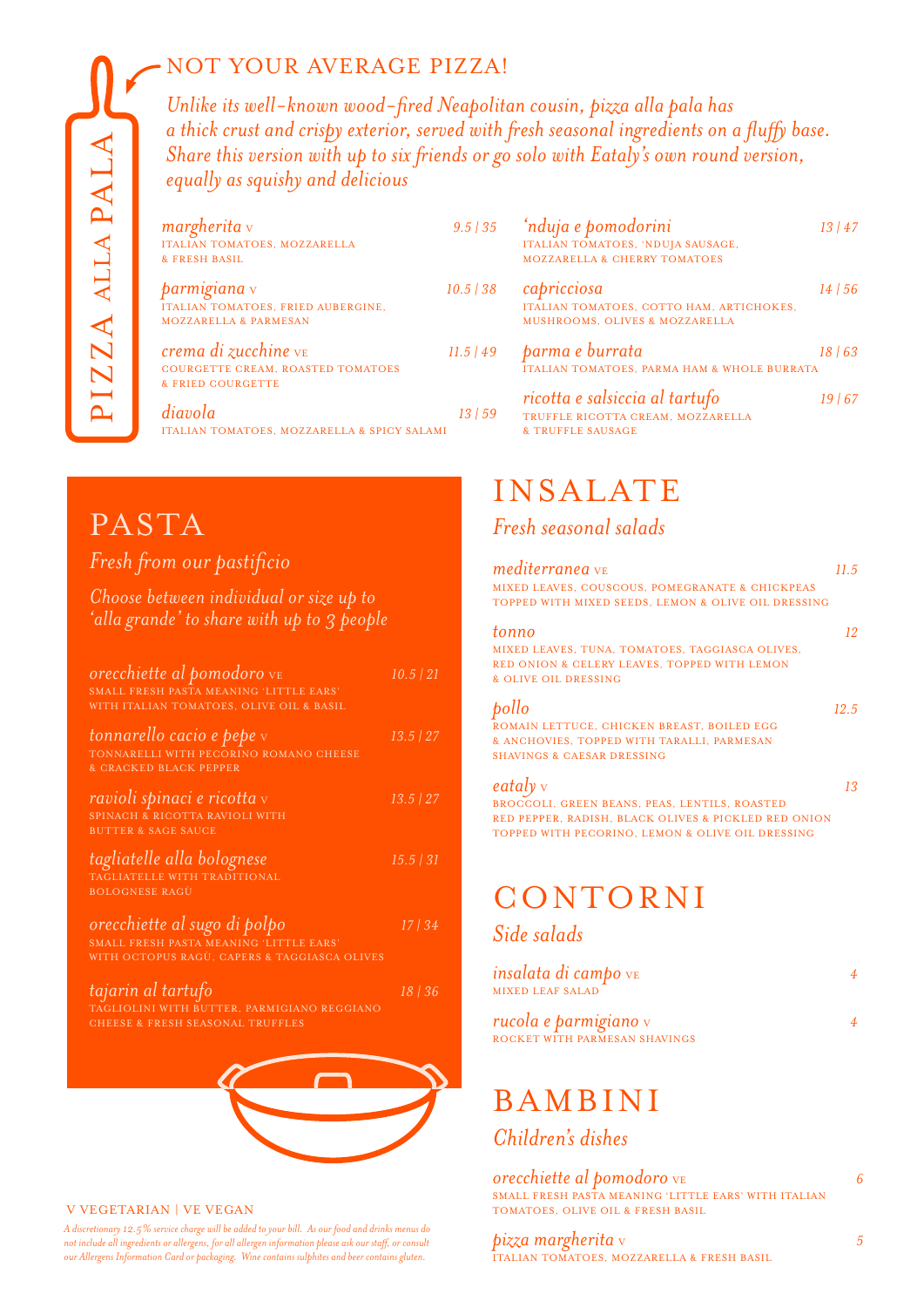# PIZZA ALLA PALA

## NOT YOUR AVERAGE PIZZA!

*Unlike its well-known wood-fired Neapolitan cousin, pizza alla pala has a thick crust and crispy exterior, served with fresh seasonal ingredients on a fluffy base. Share this version with up to six friends or go solo with Eataly's own round version, equally as squishy and delicious*

*margherita* V — 9.5 | 35
ITALIAN TOMATOES, MOZZARELLA & FRESH BASIL

*parmigiana* V — 10.5 | 38
ITALIAN TOMATOES, FRIED AUBERGINE, MOZZARELLA & PARMESAN

*crema di zucchine* VE — 11.5 | 49
COURGETTE CREAM, ROASTED TOMATOES & FRIED COURGETTE

*diavola* — 13 | 59
ITALIAN TOMATOES, MOZZARELLA & SPICY SALAMI

*'nduja e pomodorini* — 13 | 47
ITALIAN TOMATOES, 'NDUJA SAUSAGE, MOZZARELLA & CHERRY TOMATOES

*capricciosa* — 14 | 56
ITALIAN TOMATOES, COTTO HAM, ARTICHOKES, MUSHROOMS, OLIVES & MOZZARELLA

*parma e burrata* — 18 | 63
ITALIAN TOMATOES, PARMA HAM & WHOLE BURRATA

*ricotta e salsiccia al tartufo* — 19 | 67
TRUFFLE RICOTTA CREAM, MOZZARELLA & TRUFFLE SAUSAGE

## PASTA

*Fresh from our pastificio*

*Choose between individual or size up to 'alla grande' to share with up to 3 people*

*orecchiette al pomodoro* VE — 10.5 | 21
SMALL FRESH PASTA MEANING 'LITTLE EARS' WITH ITALIAN TOMATOES, OLIVE OIL & BASIL

*tonnarello cacio e pepe* V — 13.5 | 27
TONNARELLI WITH PECORINO ROMANO CHEESE & CRACKED BLACK PEPPER

*ravioli spinaci e ricotta* V — 13.5 | 27
SPINACH & RICOTTA RAVIOLI WITH BUTTER & SAGE SAUCE

*tagliatelle alla bolognese* — 15.5 | 31
TAGLIATELLE WITH TRADITIONAL BOLOGNESE RAGÙ

*orecchiette al sugo di polpo* — 17 | 34
SMALL FRESH PASTA MEANING 'LITTLE EARS' WITH OCTOPUS RAGÙ, CAPERS & TAGGIASCA OLIVES

*tajarin al tartufo* — 18 | 36
TAGLIOLINI WITH BUTTER, PARMIGIANO REGGIANO CHEESE & FRESH SEASONAL TRUFFLES

## INSALATE

*Fresh seasonal salads*

*mediterranea* VE — 11.5
MIXED LEAVES, COUSCOUS, POMEGRANATE & CHICKPEAS TOPPED WITH MIXED SEEDS, LEMON & OLIVE OIL DRESSING

*tonno* — 12
MIXED LEAVES, TUNA, TOMATOES, TAGGIASCA OLIVES, RED ONION & CELERY LEAVES, TOPPED WITH LEMON & OLIVE OIL DRESSING

*pollo* — 12.5
ROMAIN LETTUCE, CHICKEN BREAST, BOILED EGG & ANCHOVIES, TOPPED WITH TARALLI, PARMESAN SHAVINGS & CAESAR DRESSING

*eataly* V — 13
BROCCOLI, GREEN BEANS, PEAS, LENTILS, ROASTED RED PEPPER, RADISH, BLACK OLIVES & PICKLED RED ONION TOPPED WITH PECORINO, LEMON & OLIVE OIL DRESSING

## CONTORNI

*Side salads*

*insalata di campo* VE — 4
MIXED LEAF SALAD

*rucola e parmigiano* V — 4
ROCKET WITH PARMESAN SHAVINGS

## BAMBINI

*Children's dishes*

*orecchiette al pomodoro* VE — 6
SMALL FRESH PASTA MEANING 'LITTLE EARS' WITH ITALIAN TOMATOES, OLIVE OIL & FRESH BASIL

*pizza margherita* V — 5
ITALIAN TOMATOES, MOZZARELLA & FRESH BASIL

V VEGETARIAN | VE VEGAN

*A discretionary 12.5% service charge will be added to your bill. As our food and drinks menus do not include all ingredients or allergens, for all allergen information please ask our staff, or consult our Allergens Information Card or packaging. Wine contains sulphites and beer contains gluten.*